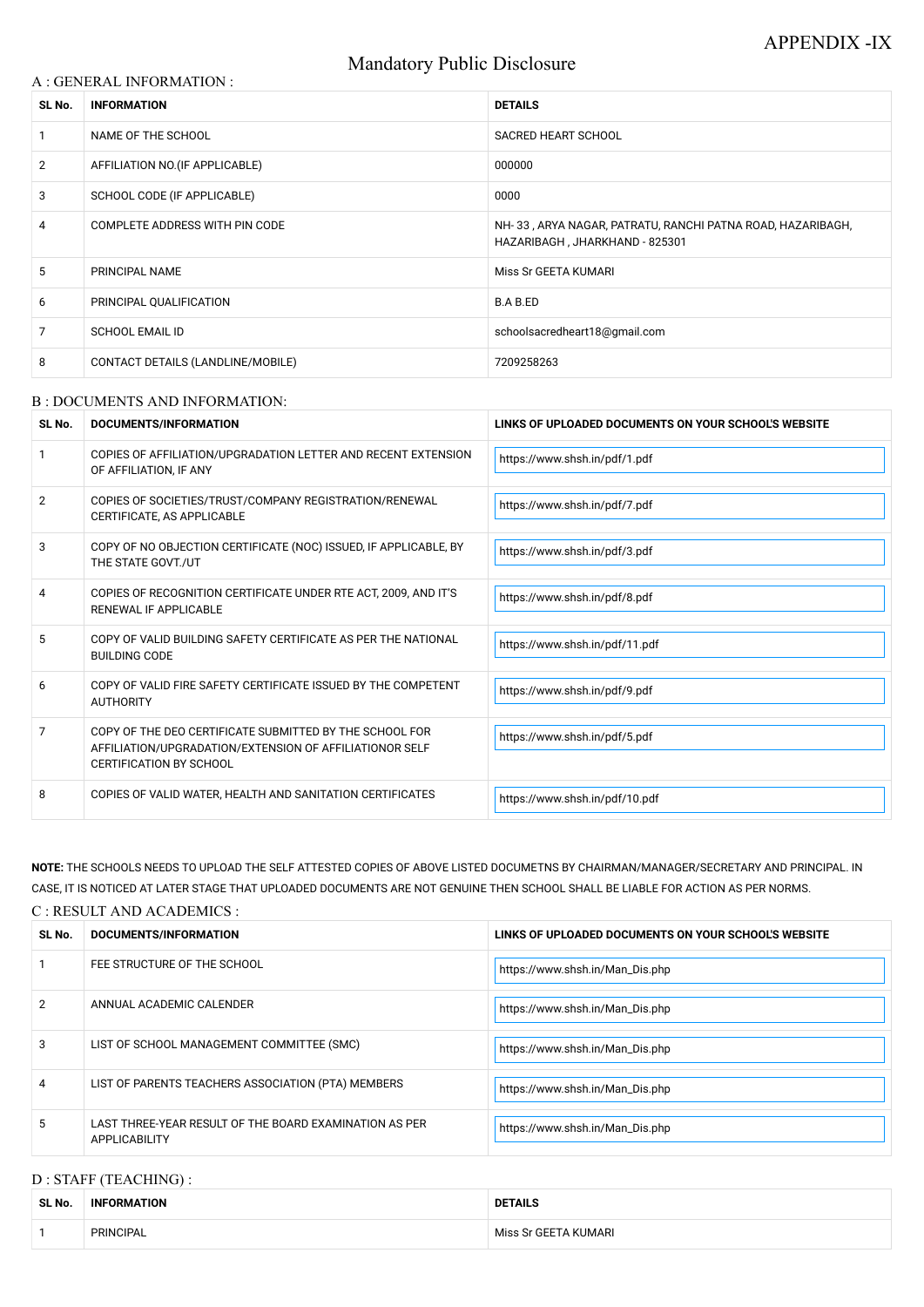APPENDIX -IX

# Mandatory Public Disclosure

## A : GENERAL INFORMATION :

| SL No. | INFORMATION | DETAILS |
|---|---|---|
| 1 | NAME OF THE SCHOOL | SACRED HEART SCHOOL |
| 2 | AFFILIATION NO.(IF APPLICABLE) | 000000 |
| 3 | SCHOOL CODE (IF APPLICABLE) | 0000 |
| 4 | COMPLETE ADDRESS WITH PIN CODE | NH- 33 , ARYA NAGAR, PATRATU, RANCHI PATNA ROAD, HAZARIBAGH, HAZARIBAGH , JHARKHAND - 825301 |
| 5 | PRINCIPAL NAME | Miss Sr GEETA KUMARI |
| 6 | PRINCIPAL QUALIFICATION | B.A B.ED |
| 7 | SCHOOL EMAIL ID | schoolsacredheart18@gmail.com |
| 8 | CONTACT DETAILS (LANDLINE/MOBILE) | 7209258263 |

## B : DOCUMENTS AND INFORMATION:

| SL No. | DOCUMENTS/INFORMATION | LINKS OF UPLOADED DOCUMENTS ON YOUR SCHOOL'S WEBSITE |
|---|---|---|
| 1 | COPIES OF AFFILIATION/UPGRADATION LETTER AND RECENT EXTENSION OF AFFILIATION, IF ANY | https://www.shsh.in/pdf/1.pdf |
| 2 | COPIES OF SOCIETIES/TRUST/COMPANY REGISTRATION/RENEWAL CERTIFICATE, AS APPLICABLE | https://www.shsh.in/pdf/7.pdf |
| 3 | COPY OF NO OBJECTION CERTIFICATE (NOC) ISSUED, IF APPLICABLE, BY THE STATE GOVT./UT | https://www.shsh.in/pdf/3.pdf |
| 4 | COPIES OF RECOGNITION CERTIFICATE UNDER RTE ACT, 2009, AND IT'S RENEWAL IF APPLICABLE | https://www.shsh.in/pdf/8.pdf |
| 5 | COPY OF VALID BUILDING SAFETY CERTIFICATE AS PER THE NATIONAL BUILDING CODE | https://www.shsh.in/pdf/11.pdf |
| 6 | COPY OF VALID FIRE SAFETY CERTIFICATE ISSUED BY THE COMPETENT AUTHORITY | https://www.shsh.in/pdf/9.pdf |
| 7 | COPY OF THE DEO CERTIFICATE SUBMITTED BY THE SCHOOL FOR AFFILIATION/UPGRADATION/EXTENSION OF AFFILIATIONOR SELF CERTIFICATION BY SCHOOL | https://www.shsh.in/pdf/5.pdf |
| 8 | COPIES OF VALID WATER, HEALTH AND SANITATION CERTIFICATES | https://www.shsh.in/pdf/10.pdf |

**NOTE:** THE SCHOOLS NEEDS TO UPLOAD THE SELF ATTESTED COPIES OF ABOVE LISTED DOCUMETNS BY CHAIRMAN/MANAGER/SECRETARY AND PRINCIPAL. IN CASE, IT IS NOTICED AT LATER STAGE THAT UPLOADED DOCUMENTS ARE NOT GENUINE THEN SCHOOL SHALL BE LIABLE FOR ACTION AS PER NORMS.

## C : RESULT AND ACADEMICS :

| SL No. | DOCUMENTS/INFORMATION | LINKS OF UPLOADED DOCUMENTS ON YOUR SCHOOL'S WEBSITE |
|---|---|---|
| 1 | FEE STRUCTURE OF THE SCHOOL | https://www.shsh.in/Man_Dis.php |
| 2 | ANNUAL ACADEMIC CALENDER | https://www.shsh.in/Man_Dis.php |
| 3 | LIST OF SCHOOL MANAGEMENT COMMITTEE (SMC) | https://www.shsh.in/Man_Dis.php |
| 4 | LIST OF PARENTS TEACHERS ASSOCIATION (PTA) MEMBERS | https://www.shsh.in/Man_Dis.php |
| 5 | LAST THREE-YEAR RESULT OF THE BOARD EXAMINATION AS PER APPLICABILITY | https://www.shsh.in/Man_Dis.php |

## D : STAFF (TEACHING) :

| SL No. | INFORMATION | DETAILS |
|---|---|---|
| 1 | PRINCIPAL | Miss Sr GEETA KUMARI |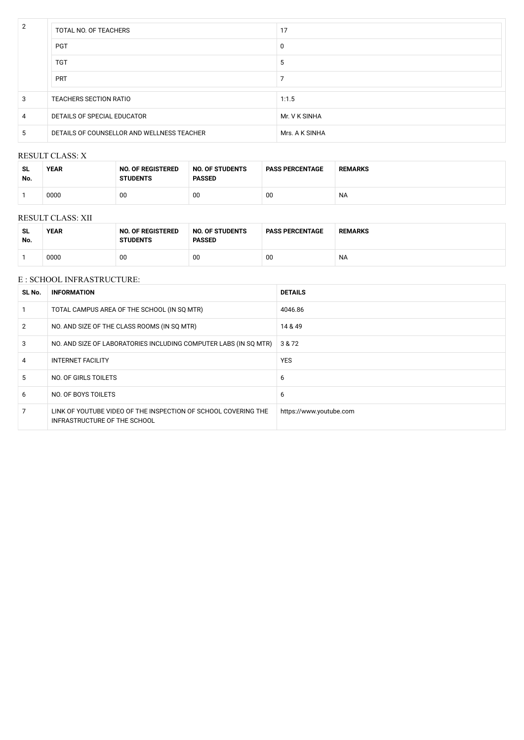| | | |
|---|---|---|
| 2 | TOTAL NO. OF TEACHERS | 17 |
| | PGT | 0 |
| | TGT | 5 |
| | PRT | 7 |
| 3 | TEACHERS SECTION RATIO | 1:1.5 |
| 4 | DETAILS OF SPECIAL EDUCATOR | Mr. V K SINHA |
| 5 | DETAILS OF COUNSELLOR AND WELLNESS TEACHER | Mrs. A K SINHA |

## RESULT CLASS: X

| SL No. | YEAR | NO. OF REGISTERED STUDENTS | NO. OF STUDENTS PASSED | PASS PERCENTAGE | REMARKS |
|---|---|---|---|---|---|
| 1 | 0000 | 00 | 00 | 00 | NA |

## RESULT CLASS: XII

| SL No. | YEAR | NO. OF REGISTERED STUDENTS | NO. OF STUDENTS PASSED | PASS PERCENTAGE | REMARKS |
|---|---|---|---|---|---|
| 1 | 0000 | 00 | 00 | 00 | NA |

## E : SCHOOL INFRASTRUCTURE:

| SL No. | INFORMATION | DETAILS |
|---|---|---|
| 1 | TOTAL CAMPUS AREA OF THE SCHOOL (IN SQ MTR) | 4046.86 |
| 2 | NO. AND SIZE OF THE CLASS ROOMS (IN SQ MTR) | 14 & 49 |
| 3 | NO. AND SIZE OF LABORATORIES INCLUDING COMPUTER LABS (IN SQ MTR) | 3 & 72 |
| 4 | INTERNET FACILITY | YES |
| 5 | NO. OF GIRLS TOILETS | 6 |
| 6 | NO. OF BOYS TOILETS | 6 |
| 7 | LINK OF YOUTUBE VIDEO OF THE INSPECTION OF SCHOOL COVERING THE INFRASTRUCTURE OF THE SCHOOL | https://www.youtube.com |